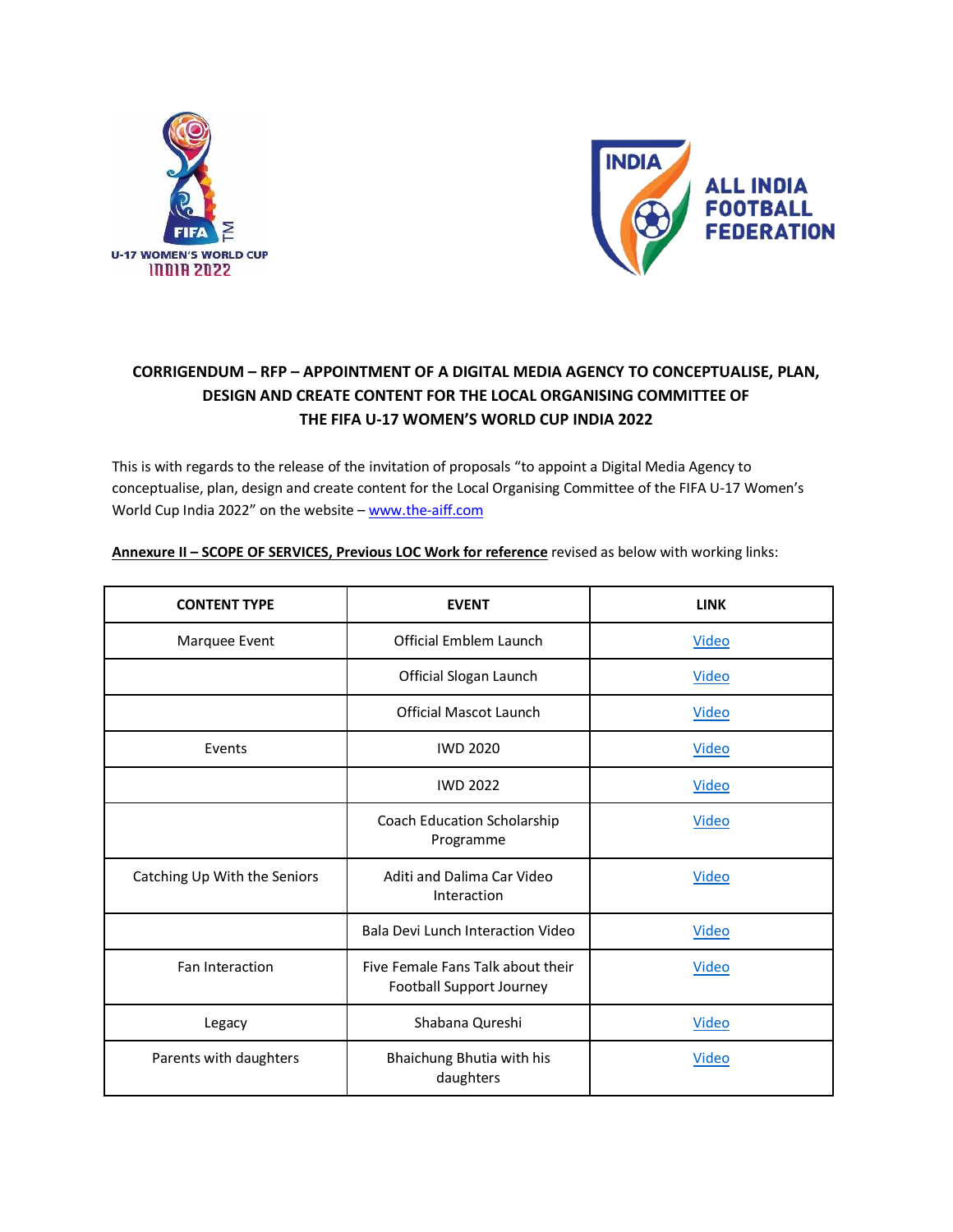## CORRIGENDUM – RFP – APPOINTMENT OF A DIGITAL MEDIA AGENCY TO CONCEPTUALISE, PLAN, DESIGN AND CREATE CONTENT FOR THE LOCAL ORGANISING COMMITTEE OF THE FIFA U-17 WOMEN'S WORLD CUP INDIA 2022

This is with regards to the release of the invitation of proposals "to appoint a Digital Media Agency to conceptualise, plan, design and create content for the Local Organising Committee of the FIFA U-17 Women's World Cup India 2022" on the website – www.the-aiff.com

**Annexure II – SCOPE OF SERVICES, Previous LOC Work for reference** revised as below with working links:

| CONTENT TYPE | EVENT | LINK |
|---|---|---|
| Marquee Event | Official Emblem Launch | Video |
| | Official Slogan Launch | Video |
| | Official Mascot Launch | Video |
| Events | IWD 2020 | Video |
| | IWD 2022 | Video |
| | Coach Education Scholarship Programme | Video |
| Catching Up With the Seniors | Aditi and Dalima Car Video Interaction | Video |
| | Bala Devi Lunch Interaction Video | Video |
| Fan Interaction | Five Female Fans Talk about their Football Support Journey | Video |
| Legacy | Shabana Qureshi | Video |
| Parents with daughters | Bhaichung Bhutia with his daughters | Video |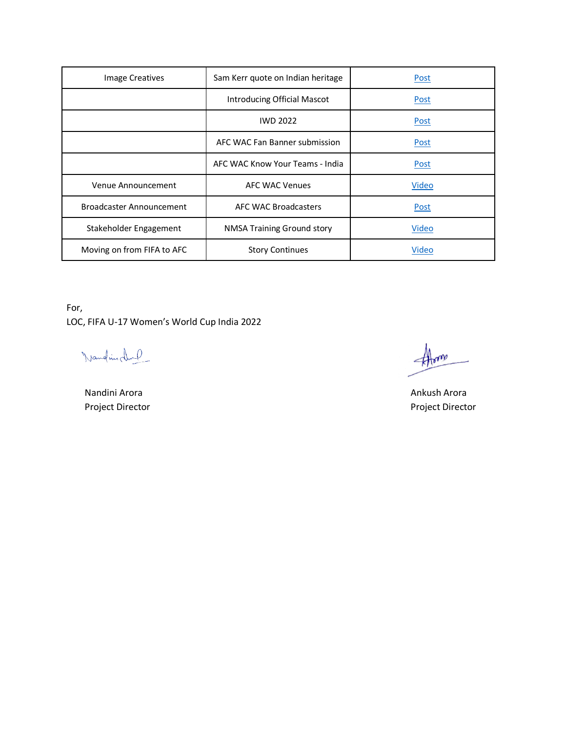| | | |
|---|---|---|
| Image Creatives | Sam Kerr quote on Indian heritage | Post |
| | Introducing Official Mascot | Post |
| | IWD 2022 | Post |
| | AFC WAC Fan Banner submission | Post |
| | AFC WAC Know Your Teams - India | Post |
| Venue Announcement | AFC WAC Venues | Video |
| Broadcaster Announcement | AFC WAC Broadcasters | Post |
| Stakeholder Engagement | NMSA Training Ground story | Video |
| Moving on from FIFA to AFC | Story Continues | Video |

For,
LOC, FIFA U-17 Women's World Cup India 2022

Nandini Arora
Project Director

Ankush Arora
Project Director